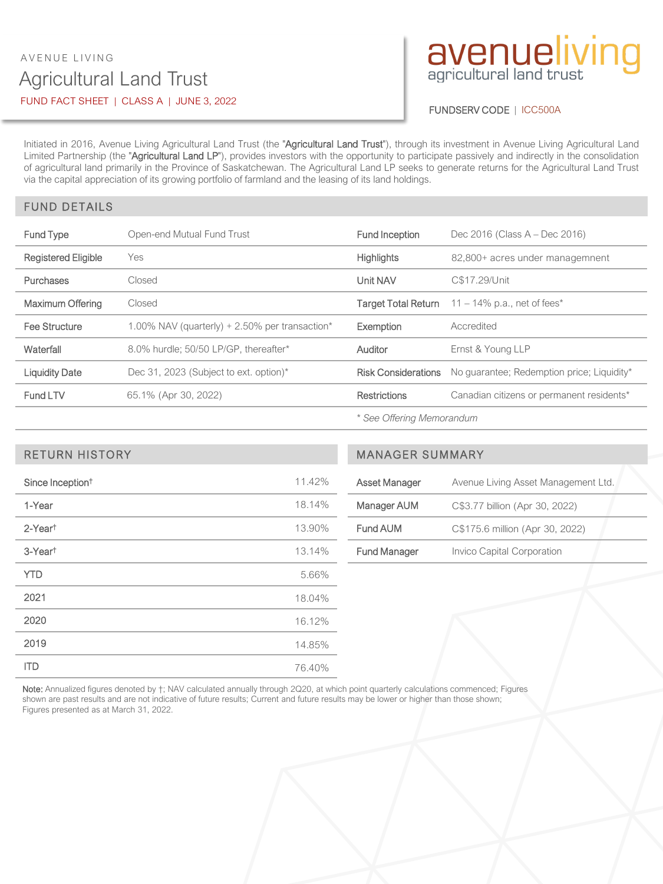AVENUE LIVING

# Agricultural Land Trust

FUND FACT SHEET | CLASS A | JUNE 3, 2022

avenueliving
agricultural land trust

FUNDSERV CODE | ICC500A

Initiated in 2016, Avenue Living Agricultural Land Trust (the "**Agricultural Land Trust**"), through its investment in Avenue Living Agricultural Land Limited Partnership (the "**Agricultural Land LP**"), provides investors with the opportunity to participate passively and indirectly in the consolidation of agricultural land primarily in the Province of Saskatchewan. The Agricultural Land LP seeks to generate returns for the Agricultural Land Trust via the capital appreciation of its growing portfolio of farmland and the leasing of its land holdings.

## FUND DETAILS

| | | | |
|---|---|---|---|
| Fund Type | Open-end Mutual Fund Trust | Fund Inception | Dec 2016 (Class A – Dec 2016) |
| Registered Eligible | Yes | Highlights | 82,800+ acres under managemnent |
| Purchases | Closed | Unit NAV | C$17.29/Unit |
| Maximum Offering | Closed | Target Total Return | 11 – 14% p.a., net of fees* |
| Fee Structure | 1.00% NAV (quarterly) + 2.50% per transaction* | Exemption | Accredited |
| Waterfall | 8.0% hurdle; 50/50 LP/GP, thereafter* | Auditor | Ernst & Young LLP |
| Liquidity Date | Dec 31, 2023 (Subject to ext. option)* | Risk Considerations | No guarantee; Redemption price; Liquidity* |
| Fund LTV | 65.1% (Apr 30, 2022) | Restrictions | Canadian citizens or permanent residents* |

*\* See Offering Memorandum*

## RETURN HISTORY

| | |
|---|---|
| Since Inception† | 11.42% |
| 1-Year | 18.14% |
| 2-Year† | 13.90% |
| 3-Year† | 13.14% |
| YTD | 5.66% |
| 2021 | 18.04% |
| 2020 | 16.12% |
| 2019 | 14.85% |
| ITD | 76.40% |

## MANAGER SUMMARY

| | |
|---|---|
| Asset Manager | Avenue Living Asset Management Ltd. |
| Manager AUM | C$3.77 billion (Apr 30, 2022) |
| Fund AUM | C$175.6 million (Apr 30, 2022) |
| Fund Manager | Invico Capital Corporation |

**Note:** Annualized figures denoted by †; NAV calculated annually through 2Q20, at which point quarterly calculations commenced; Figures shown are past results and are not indicative of future results; Current and future results may be lower or higher than those shown; Figures presented as at March 31, 2022.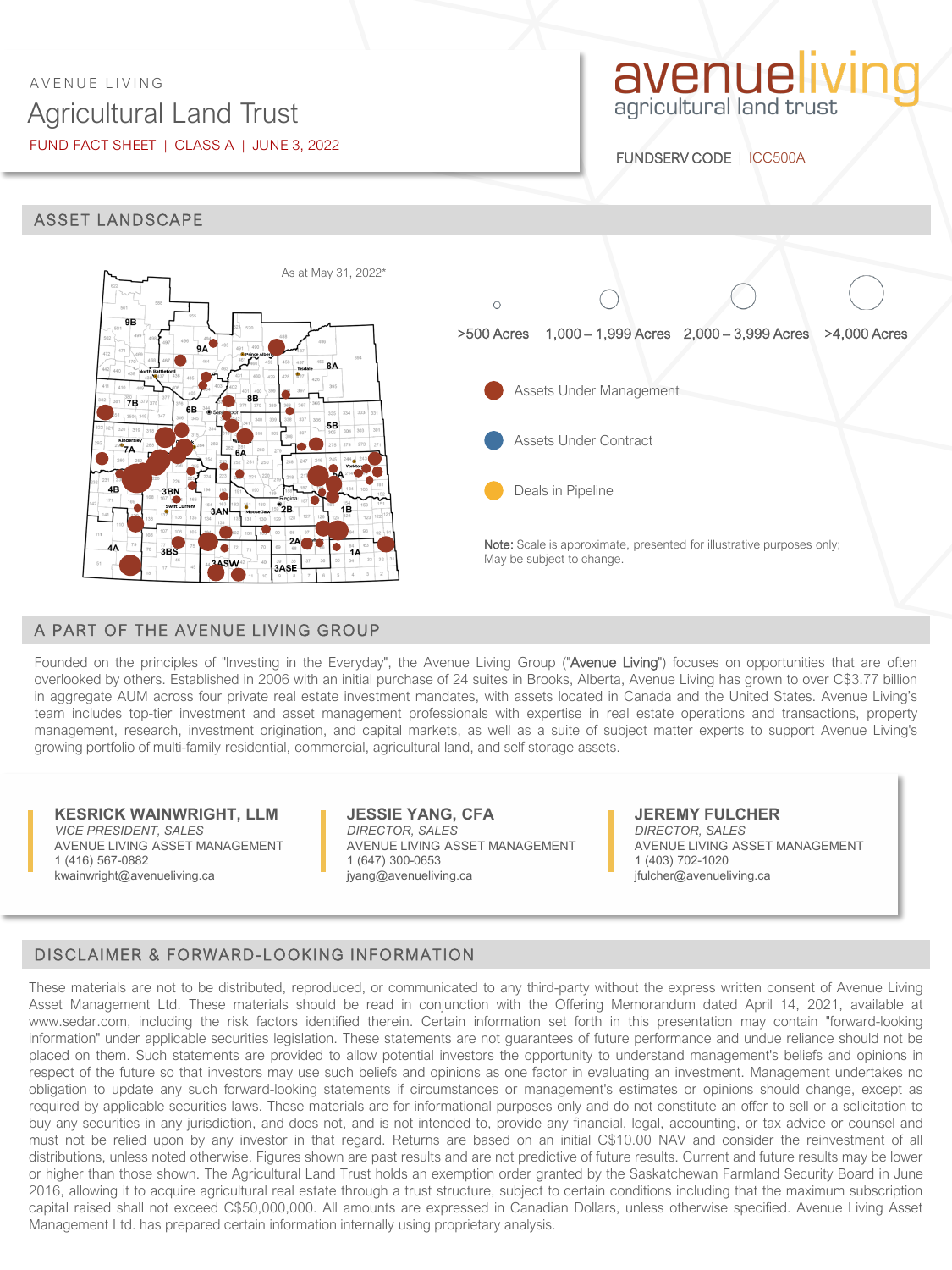AVENUE LIVING

# Agricultural Land Trust

FUND FACT SHEET | CLASS A | JUNE 3, 2022

avenueliving
agricultural land trust

FUNDSERV CODE | ICC500A

## ASSET LANDSCAPE

As at May 31, 2022*

>500 Acres
1,000 – 1,999 Acres
2,000 – 3,999 Acres
>4,000 Acres

Assets Under Management
Assets Under Contract
Deals in Pipeline

**Note:** Scale is approximate, presented for illustrative purposes only; May be subject to change.

## A PART OF THE AVENUE LIVING GROUP

Founded on the principles of "Investing in the Everyday", the Avenue Living Group ("Avenue Living") focuses on opportunities that are often overlooked by others. Established in 2006 with an initial purchase of 24 suites in Brooks, Alberta, Avenue Living has grown to over C$3.77 billion in aggregate AUM across four private real estate investment mandates, with assets located in Canada and the United States. Avenue Living's team includes top-tier investment and asset management professionals with expertise in real estate operations and transactions, property management, research, investment origination, and capital markets, as well as a suite of subject matter experts to support Avenue Living's growing portfolio of multi-family residential, commercial, agricultural land, and self storage assets.

**KESRICK WAINWRIGHT, LLM**
*VICE PRESIDENT, SALES*
AVENUE LIVING ASSET MANAGEMENT
1 (416) 567-0882
kwainwright@avenueliving.ca

**JESSIE YANG, CFA**
*DIRECTOR, SALES*
AVENUE LIVING ASSET MANAGEMENT
1 (647) 300-0653
jyang@avenueliving.ca

**JEREMY FULCHER**
*DIRECTOR, SALES*
AVENUE LIVING ASSET MANAGEMENT
1 (403) 702-1020
jfulcher@avenueliving.ca

## DISCLAIMER & FORWARD-LOOKING INFORMATION

These materials are not to be distributed, reproduced, or communicated to any third-party without the express written consent of Avenue Living Asset Management Ltd. These materials should be read in conjunction with the Offering Memorandum dated April 14, 2021, available at www.sedar.com, including the risk factors identified therein. Certain information set forth in this presentation may contain "forward-looking information" under applicable securities legislation. These statements are not guarantees of future performance and undue reliance should not be placed on them. Such statements are provided to allow potential investors the opportunity to understand management's beliefs and opinions in respect of the future so that investors may use such beliefs and opinions as one factor in evaluating an investment. Management undertakes no obligation to update any such forward-looking statements if circumstances or management's estimates or opinions should change, except as required by applicable securities laws. These materials are for informational purposes only and do not constitute an offer to sell or a solicitation to buy any securities in any jurisdiction, and does not, and is not intended to, provide any financial, legal, accounting, or tax advice or counsel and must not be relied upon by any investor in that regard. Returns are based on an initial C$10.00 NAV and consider the reinvestment of all distributions, unless noted otherwise. Figures shown are past results and are not predictive of future results. Current and future results may be lower or higher than those shown. The Agricultural Land Trust holds an exemption order granted by the Saskatchewan Farmland Security Board in June 2016, allowing it to acquire agricultural real estate through a trust structure, subject to certain conditions including that the maximum subscription capital raised shall not exceed C$50,000,000. All amounts are expressed in Canadian Dollars, unless otherwise specified. Avenue Living Asset Management Ltd. has prepared certain information internally using proprietary analysis.